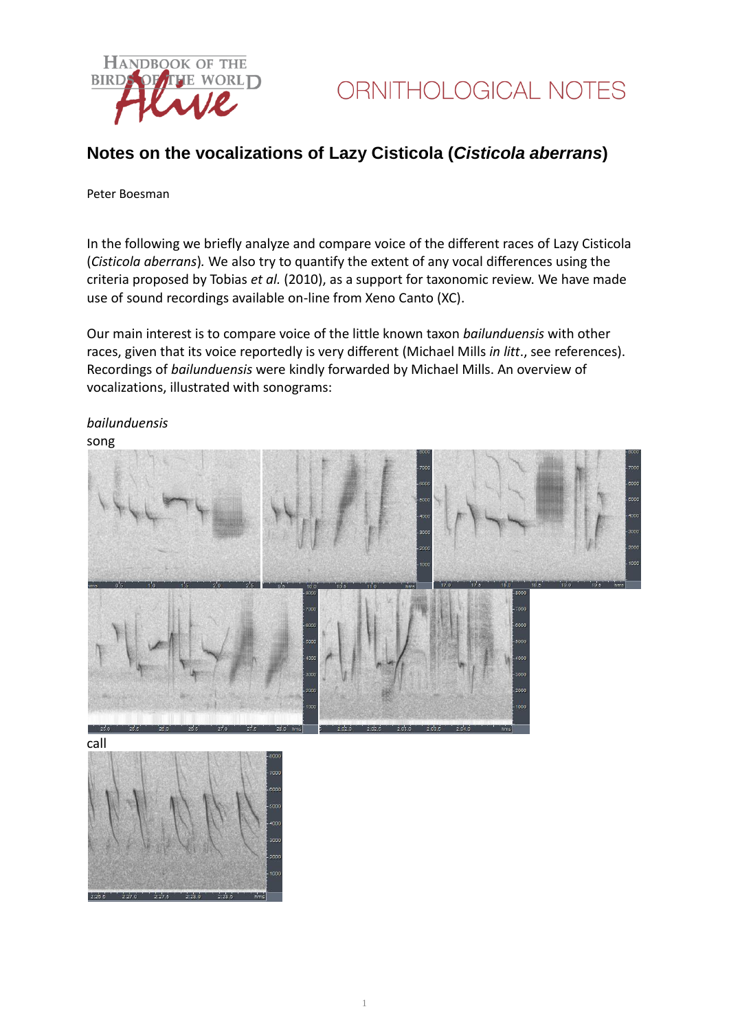ORNITHOLOGICAL NOTES

# Notes on the vocalizations of Lazy Cisticola (*Cisticola aberrans*)

Peter Boesman

In the following we briefly analyze and compare voice of the different races of Lazy Cisticola (*Cisticola aberrans*). We also try to quantify the extent of any vocal differences using the criteria proposed by Tobias *et al.* (2010), as a support for taxonomic review. We have made use of sound recordings available on-line from Xeno Canto (XC).

Our main interest is to compare voice of the little known taxon *bailunduensis* with other races, given that its voice reportedly is very different (Michael Mills *in litt.*, see references). Recordings of *bailunduensis* were kindly forwarded by Michael Mills. An overview of vocalizations, illustrated with sonograms:

*bailunduensis*

song

call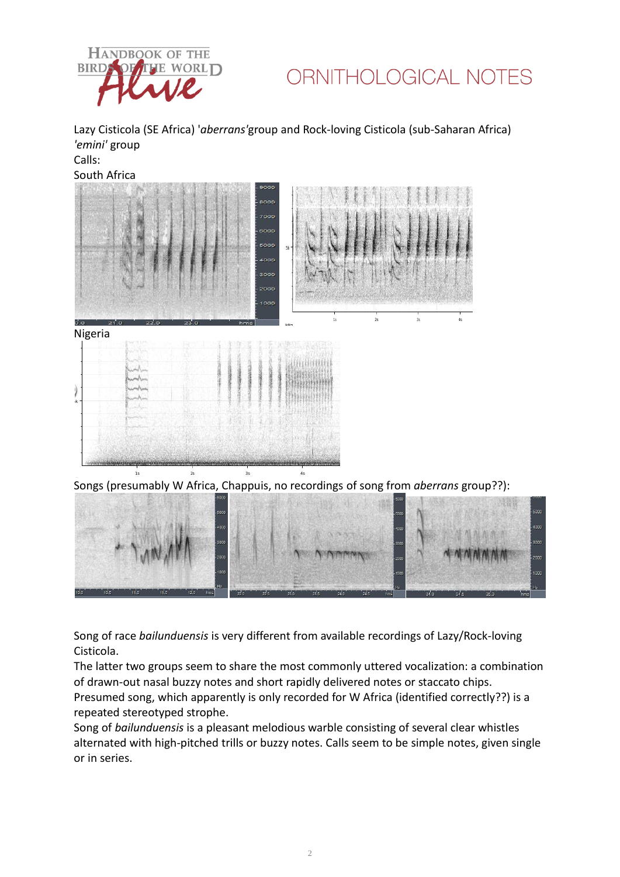Lazy Cisticola (SE Africa) '*aberrans*'group and Rock-loving Cisticola (sub-Saharan Africa) *'emini'* group

Calls:

South Africa

Nigeria

Songs (presumably W Africa, Chappuis, no recordings of song from *aberrans* group??):

Song of race *bailunduensis* is very different from available recordings of Lazy/Rock-loving Cisticola.

The latter two groups seem to share the most commonly uttered vocalization: a combination of drawn-out nasal buzzy notes and short rapidly delivered notes or staccato chips.

Presumed song, which apparently is only recorded for W Africa (identified correctly??) is a repeated stereotyped strophe.

Song of *bailunduensis* is a pleasant melodious warble consisting of several clear whistles alternated with high-pitched trills or buzzy notes. Calls seem to be simple notes, given single or in series.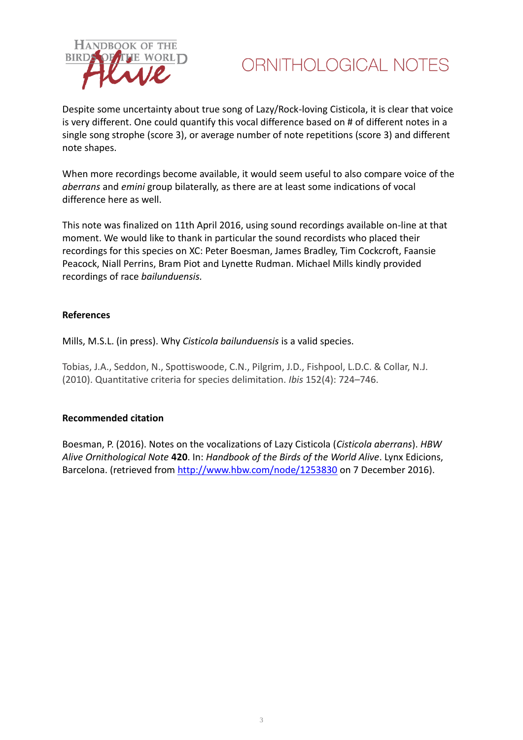Despite some uncertainty about true song of Lazy/Rock-loving Cisticola, it is clear that voice is very different. One could quantify this vocal difference based on # of different notes in a single song strophe (score 3), or average number of note repetitions (score 3) and different note shapes.

When more recordings become available, it would seem useful to also compare voice of the *aberrans* and *emini* group bilaterally, as there are at least some indications of vocal difference here as well.

This note was finalized on 11th April 2016, using sound recordings available on-line at that moment. We would like to thank in particular the sound recordists who placed their recordings for this species on XC: Peter Boesman, James Bradley, Tim Cockcroft, Faansie Peacock, Niall Perrins, Bram Piot and Lynette Rudman. Michael Mills kindly provided recordings of race *bailunduensis.*

**References**

Mills, M.S.L. (in press). Why *Cisticola bailunduensis* is a valid species.

Tobias, J.A., Seddon, N., Spottiswoode, C.N., Pilgrim, J.D., Fishpool, L.D.C. & Collar, N.J. (2010). Quantitative criteria for species delimitation. *Ibis* 152(4): 724–746.

**Recommended citation**

Boesman, P. (2016). Notes on the vocalizations of Lazy Cisticola (*Cisticola aberrans*). *HBW Alive Ornithological Note* **420**. In: *Handbook of the Birds of the World Alive*. Lynx Edicions, Barcelona. (retrieved from http://www.hbw.com/node/1253830 on 7 December 2016).